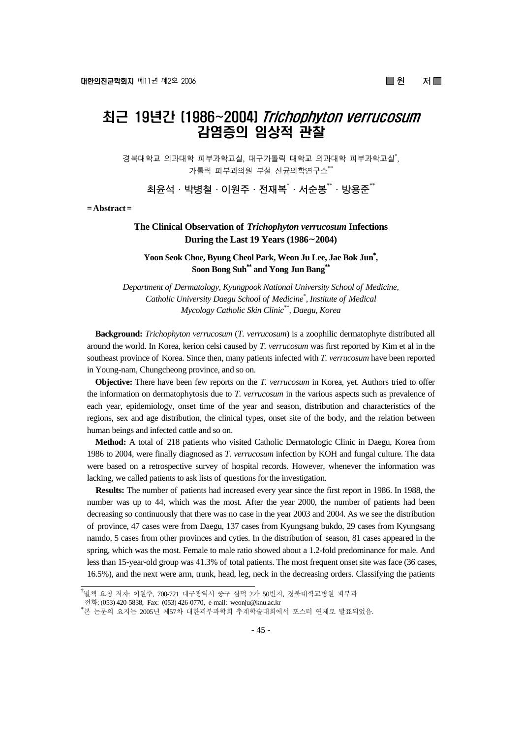# 최근 19년간 (1986~2004) *Trichophyton verrucosum* 감염증의 임상적 관찰

경북대학교 의과대학 피부과학교실, 대구가톨릭 대학교 의과대학 피부과학교실*, 가톨릭 피부과의원 부설 진균의학연구소**

최윤석 · 박병철 · 이원주 · 전재복* · 서순봉** · 방용준**

**= Abstract =**

## The Clinical Observation of *Trichophyton verrucosum* Infections During the Last 19 Years (1986~2004)

**Yoon Seok Choe, Byung Cheol Park, Weon Ju Lee, Jae Bok Jun\*, Soon Bong Suh\*\* and Yong Jun Bang\*\***

*Department of Dermatology, Kyungpook National University School of Medicine, Catholic University Daegu School of Medicine\*, Institute of Medical Mycology Catholic Skin Clinic\*\*, Daegu, Korea*

**Background:** *Trichophyton verrucosum* (*T. verrucosum*) is a zoophilic dermatophyte distributed all around the world. In Korea, kerion celsi caused by *T. verrucosum* was first reported by Kim et al in the southeast province of Korea. Since then, many patients infected with *T. verrucosum* have been reported in Young-nam, Chungcheong province, and so on.

**Objective:** There have been few reports on the *T. verrucosum* in Korea, yet. Authors tried to offer the information on dermatophytosis due to *T. verrucosum* in the various aspects such as prevalence of each year, epidemiology, onset time of the year and season, distribution and characteristics of the regions, sex and age distribution, the clinical types, onset site of the body, and the relation between human beings and infected cattle and so on.

**Method:** A total of 218 patients who visited Catholic Dermatologic Clinic in Daegu, Korea from 1986 to 2004, were finally diagnosed as *T. verrucosum* infection by KOH and fungal culture. The data were based on a retrospective survey of hospital records. However, whenever the information was lacking, we called patients to ask lists of questions for the investigation.

**Results:** The number of patients had increased every year since the first report in 1986. In 1988, the number was up to 44, which was the most. After the year 2000, the number of patients had been decreasing so continuously that there was no case in the year 2003 and 2004. As we see the distribution of province, 47 cases were from Daegu, 137 cases from Kyungsang bukdo, 29 cases from Kyungsang namdo, 5 cases from other provinces and cyties. In the distribution of season, 81 cases appeared in the spring, which was the most. Female to male ratio showed about a 1.2-fold predominance for male. And less than 15-year-old group was 41.3% of total patients. The most frequent onset site was face (36 cases, 16.5%), and the next were arm, trunk, head, leg, neck in the decreasing orders. Classifying the patients

---

†별책 요청 저자: 이원주, 700-721 대구광역시 중구 삼덕 2가 50번지, 경북대학교병원 피부과
전화: (053) 420-5838, Fax: (053) 426-0770, e-mail: weonju@knu.ac.kr

*본 논문의 요지는 2005년 제57차 대한피부과학회 추계학술대회에서 포스터 연제로 발표되었음.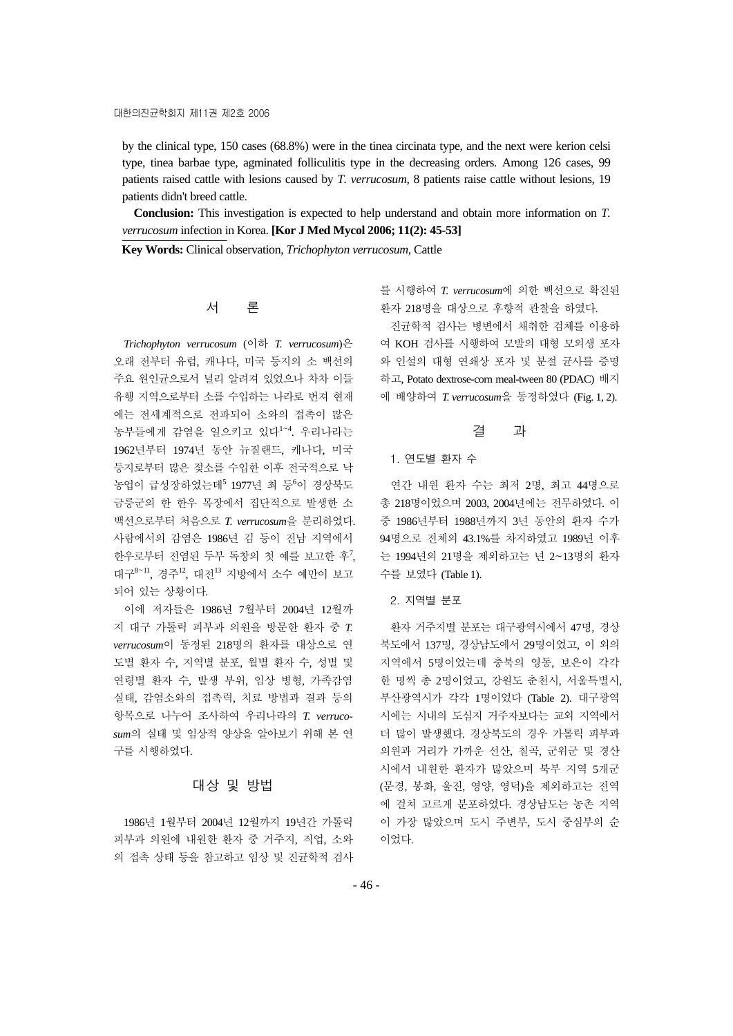by the clinical type, 150 cases (68.8%) were in the tinea circinata type, and the next were kerion celsi type, tinea barbae type, agminated folliculitis type in the decreasing orders. Among 126 cases, 99 patients raised cattle with lesions caused by *T. verrucosum*, 8 patients raise cattle without lesions, 19 patients didn't breed cattle.

**Conclusion:** This investigation is expected to help understand and obtain more information on *T. verrucosum* infection in Korea. **[Kor J Med Mycol 2006; 11(2): 45-53]**

**Key Words:** Clinical observation, *Trichophyton verrucosum*, Cattle

## 서 론

*Trichophyton verrucosum* (이하 *T. verrucosum*)은 오래 전부터 유럽, 캐나다, 미국 등지의 소 백선의 주요 원인균으로서 널리 알려져 있었으나 차차 이들 유행 지역으로부터 소를 수입하는 나라로 번져 현재에는 전세계적으로 전파되어 소와의 접촉이 많은 농부들에게 감염을 일으키고 있다[1~4]. 우리나라는 1962년부터 1974년 동안 뉴질랜드, 캐나다, 미국 등지로부터 많은 젖소를 수입한 이후 전국적으로 낙농업이 급성장하였는데[5] 1977년 최 등[6]이 경상북도 금릉군의 한 한우 목장에서 집단적으로 발생한 소 백선으로부터 처음으로 *T. verrucosum*을 분리하였다. 사람에서의 감염은 1986년 김 등이 전남 지역에서 한우로부터 전염된 두부 독창의 첫 예를 보고한 후[7], 대구[8~11], 경주[12], 대전[13] 지방에서 소수 예만이 보고되어 있는 상황이다.

이에 저자들은 1986년 7월부터 2004년 12월까지 대구 가톨릭 피부과 의원을 방문한 환자 중 *T. verrucosum*이 동정된 218명의 환자를 대상으로 연도별 환자 수, 지역별 분포, 월별 환자 수, 성별 및 연령별 환자 수, 발생 부위, 임상 병형, 가족감염 실태, 감염소와의 접촉력, 치료 방법과 결과 등의 항목으로 나누어 조사하여 우리나라의 *T. verrucosum*의 실태 및 임상적 양상을 알아보기 위해 본 연구를 시행하였다.

## 대상 및 방법

1986년 1월부터 2004년 12월까지 19년간 가톨릭 피부과 의원에 내원한 환자 중 거주지, 직업, 소와의 접촉 상태 등을 참고하고 임상 및 진균학적 검사를 시행하여 *T. verrucosum*에 의한 백선으로 확진된 환자 218명을 대상으로 후향적 관찰을 하였다.

진균학적 검사는 병변에서 채취한 검체를 이용하여 KOH 검사를 시행하여 모발의 대형 모외생 포자와 인설의 대형 연쇄상 포자 및 분절 균사를 증명하고, Potato dextrose-corn meal-tween 80 (PDAC) 배지에 배양하여 *T. verrucosum*을 동정하였다 (Fig. 1, 2).

## 결 과

### 1. 연도별 환자 수

연간 내원 환자 수는 최저 2명, 최고 44명으로 총 218명이었으며 2003, 2004년에는 전무하였다. 이 중 1986년부터 1988년까지 3년 동안의 환자 수가 94명으로 전체의 43.1%를 차지하였고 1989년 이후는 1994년의 21명을 제외하고는 년 2~13명의 환자 수를 보였다 (Table 1).

### 2. 지역별 분포

환자 거주지별 분포는 대구광역시에서 47명, 경상북도에서 137명, 경상남도에서 29명이었고, 이 외의 지역에서 5명이었는데 충북의 영동, 보은이 각각 한 명씩 총 2명이었고, 강원도 춘천시, 서울특별시, 부산광역시가 각각 1명이었다 (Table 2). 대구광역시에는 시내의 도심지 거주자보다는 교외 지역에서 더 많이 발생했다. 경상북도의 경우 가톨릭 피부과 의원과 거리가 가까운 선산, 칠곡, 군위군 및 경산시에서 내원한 환자가 많았으며 북부 지역 5개군 (문경, 봉화, 울진, 영양, 영덕)을 제외하고는 전역에 걸쳐 고르게 분포하였다. 경상남도는 농촌 지역이 가장 많았으며 도시 주변부, 도시 중심부의 순이었다.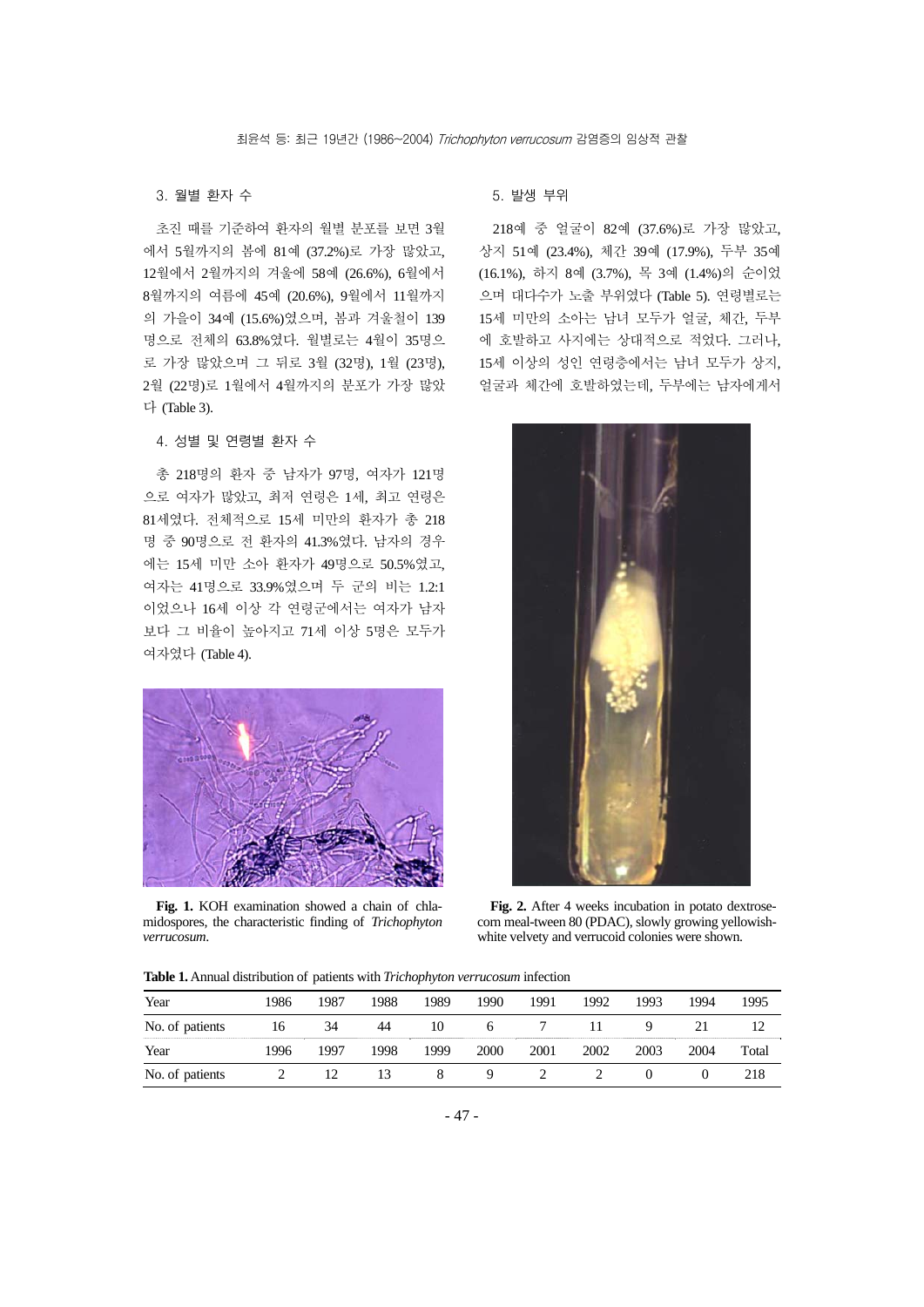### 3. 월별 환자 수

초진 때를 기준하여 환자의 월별 분포를 보면 3월에서 5월까지의 봄에 81예 (37.2%)로 가장 많았고, 12월에서 2월까지의 겨울에 58예 (26.6%), 6월에서 8월까지의 여름에 45예 (20.6%), 9월에서 11월까지의 가을이 34예 (15.6%)였으며, 봄과 겨울철이 139명으로 전체의 63.8%였다. 월별로는 4월이 35명으로 가장 많았으며 그 뒤로 3월 (32명), 1월 (23명), 2월 (22명)로 1월에서 4월까지의 분포가 가장 많았다 (Table 3).

### 4. 성별 및 연령별 환자 수

총 218명의 환자 중 남자가 97명, 여자가 121명으로 여자가 많았고, 최저 연령은 1세, 최고 연령은 81세였다. 전체적으로 15세 미만의 환자가 총 218명 중 90명으로 전 환자의 41.3%였다. 남자의 경우에는 15세 미만 소아 환자가 49명으로 50.5%였고, 여자는 41명으로 33.9%였으며 두 군의 비는 1.2:1이었으나 16세 이상 각 연령군에서는 여자가 남자보다 그 비율이 높아지고 71세 이상 5명은 모두가 여자였다 (Table 4).

**Fig. 1.** KOH examination showed a chain of chlamidospores, the characteristic finding of *Trichophyton verrucosum*.

### 5. 발생 부위

218예 중 얼굴이 82예 (37.6%)로 가장 많았고, 상지 51예 (23.4%), 체간 39예 (17.9%), 두부 35예 (16.1%), 하지 8예 (3.7%), 목 3예 (1.4%)의 순이었으며 대다수가 노출 부위였다 (Table 5). 연령별로는 15세 미만의 소아는 남녀 모두가 얼굴, 체간, 두부에 호발하고 사지에는 상대적으로 적었다. 그러나, 15세 이상의 성인 연령층에서는 남녀 모두가 상지, 얼굴과 체간에 호발하였는데, 두부에는 남자에게서

**Fig. 2.** After 4 weeks incubation in potato dextrose-corn meal-tween 80 (PDAC), slowly growing yellowish-white velvety and verrucoid colonies were shown.

**Table 1.** Annual distribution of patients with *Trichophyton verrucosum* infection

| Year | 1986 | 1987 | 1988 | 1989 | 1990 | 1991 | 1992 | 1993 | 1994 | 1995 |
|---|---|---|---|---|---|---|---|---|---|---|
| No. of patients | 16 | 34 | 44 | 10 | 6 | 7 | 11 | 9 | 21 | 12 |
| Year | 1996 | 1997 | 1998 | 1999 | 2000 | 2001 | 2002 | 2003 | 2004 | Total |
| No. of patients | 2 | 12 | 13 | 8 | 9 | 2 | 2 | 0 | 0 | 218 |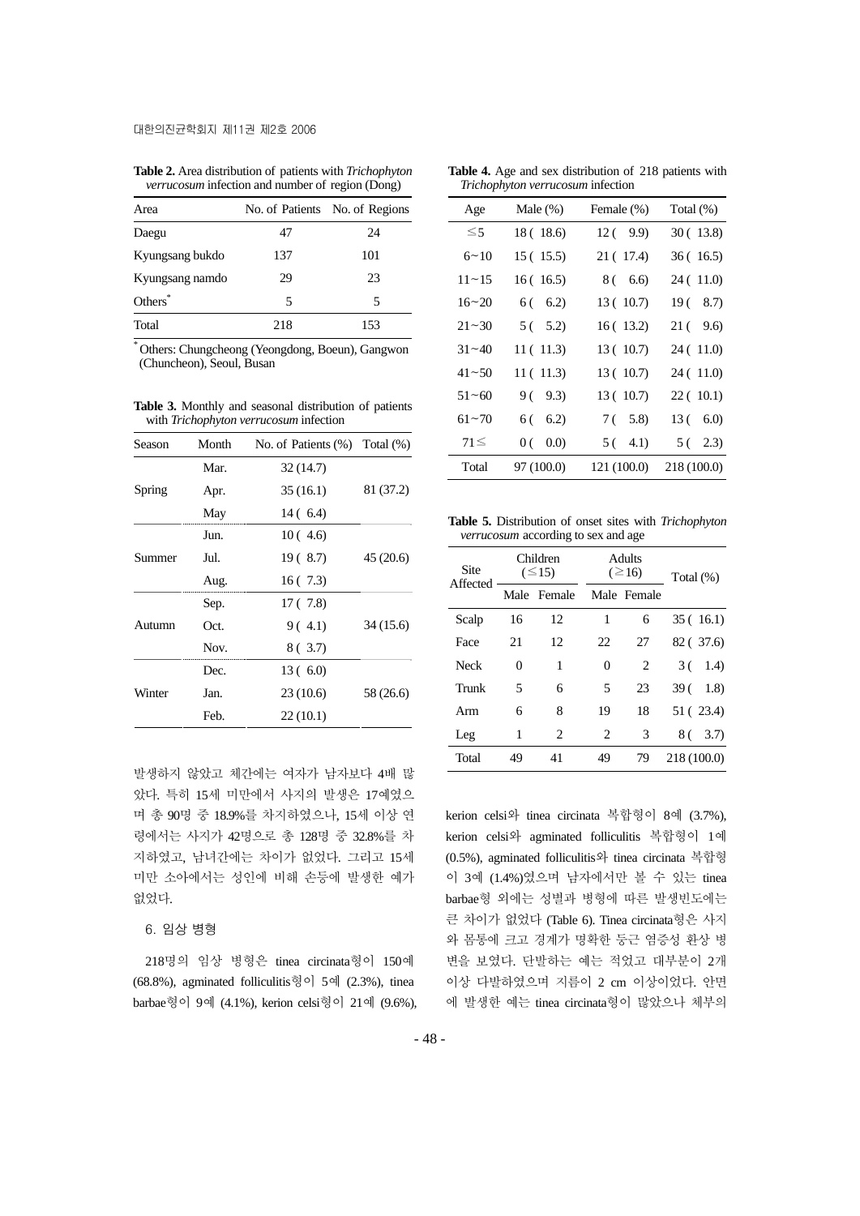**Table 2.** Area distribution of patients with *Trichophyton verrucosum* infection and number of region (Dong)

| Area | No. of Patients | No. of Regions |
|---|---|---|
| Daegu | 47 | 24 |
| Kyungsang bukdo | 137 | 101 |
| Kyungsang namdo | 29 | 23 |
| Others* | 5 | 5 |
| Total | 218 | 153 |

*Others: Chungcheong (Yeongdong, Boeun), Gangwon (Chuncheon), Seoul, Busan

**Table 3.** Monthly and seasonal distribution of patients with *Trichophyton verrucosum* infection

| Season | Month | No. of Patients (%) | Total (%) |
|---|---|---|---|
| Spring | Mar. | 32 (14.7) | 81 (37.2) |
| | Apr. | 35 (16.1) | |
| | May | 14 ( 6.4) | |
| Summer | Jun. | 10 ( 4.6) | 45 (20.6) |
| | Jul. | 19 ( 8.7) | |
| | Aug. | 16 ( 7.3) | |
| Autumn | Sep. | 17 ( 7.8) | 34 (15.6) |
| | Oct. | 9 ( 4.1) | |
| | Nov. | 8 ( 3.7) | |
| Winter | Dec. | 13 ( 6.0) | 58 (26.6) |
| | Jan. | 23 (10.6) | |
| | Feb. | 22 (10.1) | |

발생하지 않았고 체간에는 여자가 남자보다 4배 많았다. 특히 15세 미만에서 사지의 발생은 17예였으며 총 90명 중 18.9%를 차지하였으나, 15세 이상 연령에서는 사지가 42명으로 총 128명 중 32.8%를 차지하였고, 남녀간에는 차이가 없었다. 그리고 15세 미만 소아에서는 성인에 비해 손등에 발생한 예가 없었다.

### 6. 임상 병형

218명의 임상 병형은 tinea circinata형이 150예 (68.8%), agminated folliculitis형이 5예 (2.3%), tinea barbae형이 9예 (4.1%), kerion celsi형이 21예 (9.6%), kerion celsi와 tinea circinata 복합형이 8예 (3.7%), kerion celsi와 agminated folliculitis 복합형이 1예 (0.5%), agminated folliculitis와 tinea circinata 복합형이 3예 (1.4%)였으며 남자에서만 볼 수 있는 tinea barbae형 외에는 성별과 병형에 따른 발생빈도에는 큰 차이가 없었다 (Table 6). Tinea circinata형은 사지와 몸통에 크고 경계가 명확한 둥근 염증성 환상 병변을 보였다. 단발하는 예는 적었고 대부분이 2개 이상 다발하였으며 지름이 2 cm 이상이었다. 안면에 발생한 예는 tinea circinata형이 많았으나 체부의

**Table 4.** Age and sex distribution of 218 patients with *Trichophyton verrucosum* infection

| Age | Male (%) | Female (%) | Total (%) |
|---|---|---|---|
| ≤5 | 18 ( 18.6) | 12 ( 9.9) | 30 ( 13.8) |
| 6~10 | 15 ( 15.5) | 21 ( 17.4) | 36 ( 16.5) |
| 11~15 | 16 ( 16.5) | 8 ( 6.6) | 24 ( 11.0) |
| 16~20 | 6 ( 6.2) | 13 ( 10.7) | 19 ( 8.7) |
| 21~30 | 5 ( 5.2) | 16 ( 13.2) | 21 ( 9.6) |
| 31~40 | 11 ( 11.3) | 13 ( 10.7) | 24 ( 11.0) |
| 41~50 | 11 ( 11.3) | 13 ( 10.7) | 24 ( 11.0) |
| 51~60 | 9 ( 9.3) | 13 ( 10.7) | 22 ( 10.1) |
| 61~70 | 6 ( 6.2) | 7 ( 5.8) | 13 ( 6.0) |
| 71≤ | 0 ( 0.0) | 5 ( 4.1) | 5 ( 2.3) |
| Total | 97 (100.0) | 121 (100.0) | 218 (100.0) |

**Table 5.** Distribution of onset sites with *Trichophyton verrucosum* according to sex and age

| Site Affected | Children (≤15) | | Adults (≥16) | | Total (%) |
|---|---|---|---|---|---|
| | Male | Female | Male | Female | |
| Scalp | 16 | 12 | 1 | 6 | 35 ( 16.1) |
| Face | 21 | 12 | 22 | 27 | 82 ( 37.6) |
| Neck | 0 | 1 | 0 | 2 | 3 ( 1.4) |
| Trunk | 5 | 6 | 5 | 23 | 39 ( 1.8) |
| Arm | 6 | 8 | 19 | 18 | 51 ( 23.4) |
| Leg | 1 | 2 | 2 | 3 | 8 ( 3.7) |
| Total | 49 | 41 | 49 | 79 | 218 (100.0) |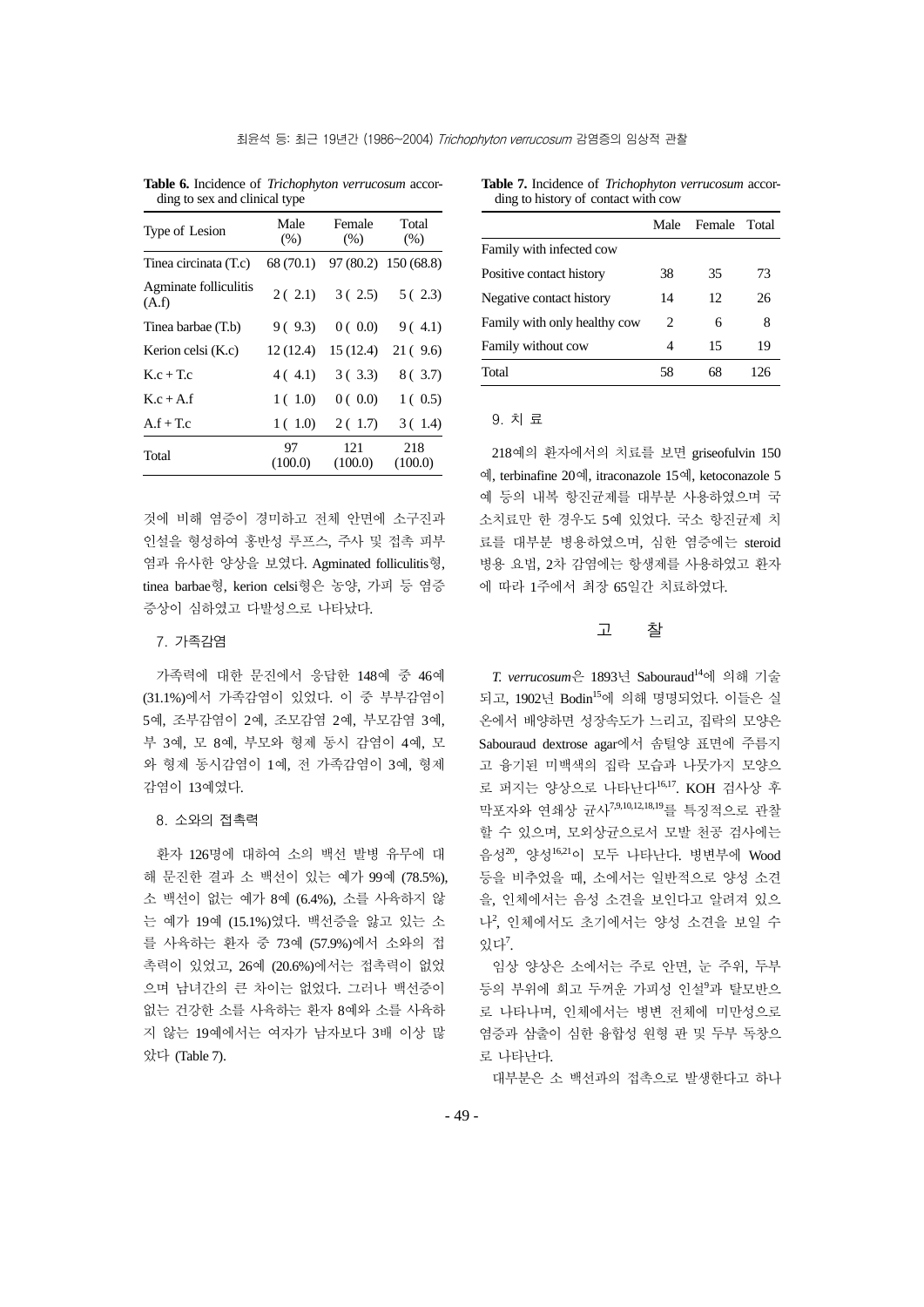**Table 6.** Incidence of *Trichophyton verrucosum* according to sex and clinical type

| Type of Lesion | Male (%) | Female (%) | Total (%) |
|---|---|---|---|
| Tinea circinata (T.c) | 68 (70.1) | 97 (80.2) | 150 (68.8) |
| Agminate folliculitis (A.f) | 2 ( 2.1) | 3 ( 2.5) | 5 ( 2.3) |
| Tinea barbae (T.b) | 9 ( 9.3) | 0 ( 0.0) | 9 ( 4.1) |
| Kerion celsi (K.c) | 12 (12.4) | 15 (12.4) | 21 ( 9.6) |
| K.c + T.c | 4 ( 4.1) | 3 ( 3.3) | 8 ( 3.7) |
| K.c + A.f | 1 ( 1.0) | 0 ( 0.0) | 1 ( 0.5) |
| A.f + T.c | 1 ( 1.0) | 2 ( 1.7) | 3 ( 1.4) |
| Total | 97 (100.0) | 121 (100.0) | 218 (100.0) |

것에 비해 염증이 경미하고 전체 안면에 소구진과 인설을 형성하여 홍반성 루프스, 주사 및 접촉 피부염과 유사한 양상을 보였다. Agminated folliculitis형, tinea barbae형, kerion celsi형은 농양, 가피 등 염증 증상이 심하였고 다발성으로 나타났다.

### 7. 가족감염

가족력에 대한 문진에서 응답한 148예 중 46예(31.1%)에서 가족감염이 있었다. 이 중 부부감염이 5예, 조부감염이 2예, 조모감염 2예, 부모감염 3예, 부 3예, 모 8예, 부모와 형제 동시 감염이 4예, 모와 형제 동시감염이 1예, 전 가족감염이 3예, 형제 감염이 13예였다.

### 8. 소와의 접촉력

환자 126명에 대하여 소의 백선 발병 유무에 대해 문진한 결과 소 백선이 있는 예가 99예 (78.5%), 소 백선이 없는 예가 8예 (6.4%), 소를 사육하지 않는 예가 19예 (15.1%)였다. 백선증을 앓고 있는 소를 사육하는 환자 중 73예 (57.9%)에서 소와의 접촉력이 있었고, 26예 (20.6%)에서는 접촉력이 없었으며 남녀간의 큰 차이는 없었다. 그러나 백선증이 없는 건강한 소를 사육하는 환자 8예와 소를 사육하지 않는 19예에서는 여자가 남자보다 3배 이상 많았다 (Table 7).

**Table 7.** Incidence of *Trichophyton verrucosum* according to history of contact with cow

| | Male | Female | Total |
|---|---|---|---|
| Family with infected cow | | | |
| Positive contact history | 38 | 35 | 73 |
| Negative contact history | 14 | 12 | 26 |
| Family with only healthy cow | 2 | 6 | 8 |
| Family without cow | 4 | 15 | 19 |
| Total | 58 | 68 | 126 |

### 9. 치 료

218예의 환자에서의 치료를 보면 griseofulvin 150예, terbinafine 20예, itraconazole 15예, ketoconazole 5예 등의 내복 항진균제를 대부분 사용하였으며 국소치료만 한 경우도 5예 있었다. 국소 항진균제 치료를 대부분 병용하였으며, 심한 염증에는 steroid 병용 요법, 2차 감염에는 항생제를 사용하였고 환자에 따라 1주에서 최장 65일간 치료하였다.

## 고 찰

*T. verrucosum*은 1893년 Sabouraud[14]에 의해 기술되고, 1902년 Bodin[15]에 의해 명명되었다. 이들은 실온에서 배양하면 성장속도가 느리고, 집락의 모양은 Sabouraud dextrose agar에서 솜털양 표면에 주름지고 융기된 미백색의 집락 모습과 나뭇가지 모양으로 퍼지는 양상으로 나타난다[16,17]. KOH 검사상 후막포자와 연쇄상 균사[7,9,10,12,18,19]를 특징적으로 관찰할 수 있으며, 모외상균으로서 모발 천공 검사에는 음성[20], 양성[16,21]이 모두 나타난다. 병변부에 Wood 등을 비추었을 때, 소에서는 일반적으로 양성 소견을, 인체에서는 음성 소견을 보인다고 알려져 있으나[2], 인체에서도 초기에서는 양성 소견을 보일 수 있다[7].

임상 양상은 소에서는 주로 안면, 눈 주위, 두부 등의 부위에 회고 두꺼운 가피성 인설[9]과 탈모반으로 나타나며, 인체에서는 병변 전체에 미만성으로 염증과 삼출이 심한 융합성 원형 판 및 두부 독창으로 나타난다.

대부분은 소 백선과의 접촉으로 발생한다고 하나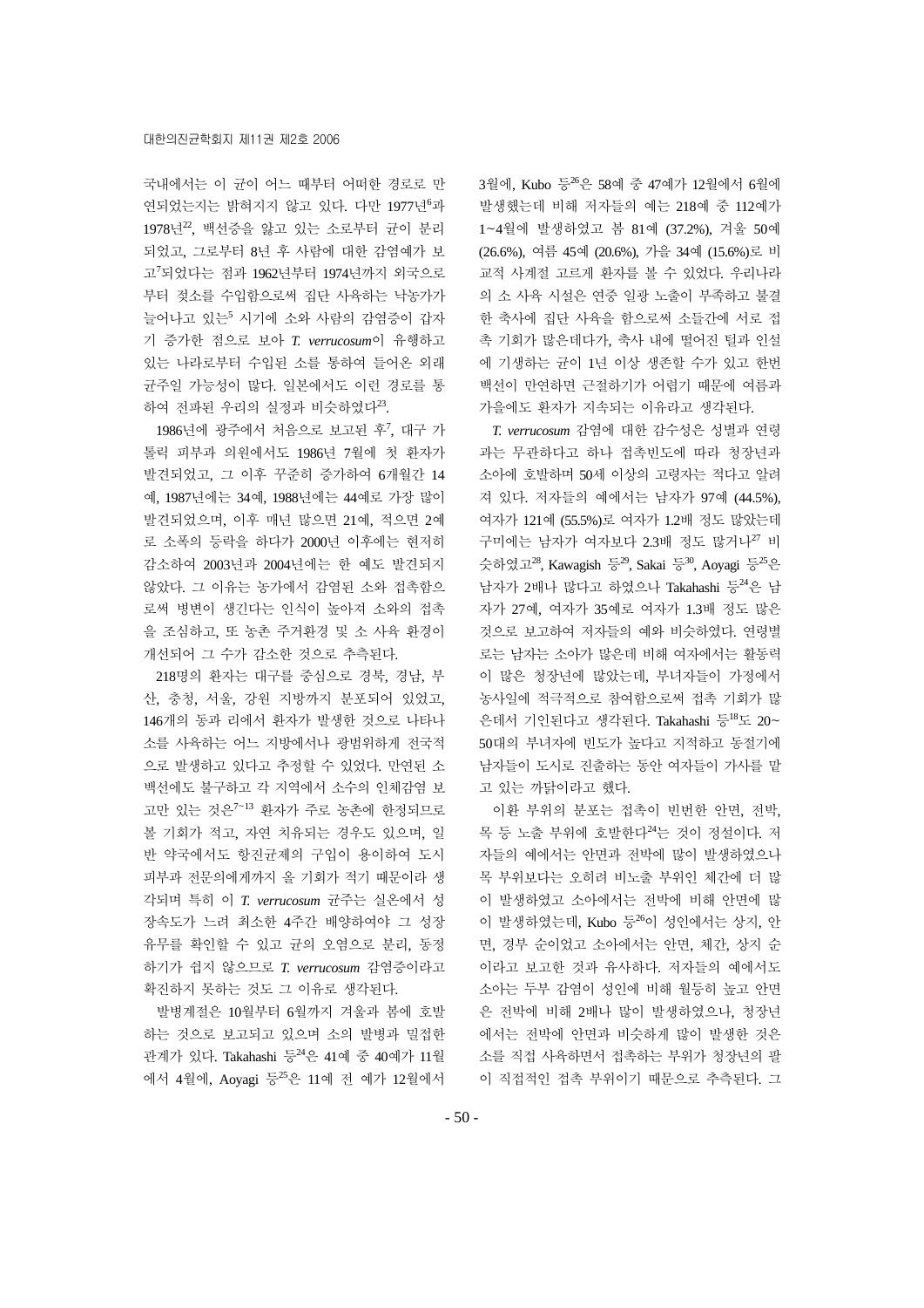국내에서는 이 균이 어느 때부터 어떠한 경로로 만연되었는지는 밝혀지지 않고 있다. 다만 1977년[6]과 1978년[22], 백선증을 앓고 있는 소로부터 균이 분리되었고, 그로부터 8년 후 사람에 대한 감염예가 보고[7]되었다는 점과 1962년부터 1974년까지 외국으로부터 젖소를 수입함으로써 집단 사육하는 낙농가가 늘어나고 있는[5] 시기에 소와 사람의 감염증이 갑자기 증가한 점으로 보아 *T. verrucosum*이 유행하고 있는 나라로부터 수입된 소를 통하여 들어온 외래 균주일 가능성이 많다. 일본에서도 이런 경로를 통하여 전파된 우리의 실정과 비슷하였다[23].

1986년에 광주에서 처음으로 보고된 후[7], 대구 가톨릭 피부과 의원에서도 1986년 7월에 첫 환자가 발견되었고, 그 이후 꾸준히 증가하여 6개월간 14예, 1987년에는 34예, 1988년에는 44예로 가장 많이 발견되었으며, 이후 매년 많으면 21예, 적으면 2예로 소폭의 등락을 하다가 2000년 이후에는 현저히 감소하여 2003년과 2004년에는 한 예도 발견되지 않았다. 그 이유는 농가에서 감염된 소와 접촉함으로써 병변이 생긴다는 인식이 높아져 소와의 접촉을 조심하고, 또 농촌 주거환경 및 소 사육 환경이 개선되어 그 수가 감소한 것으로 추측된다.

218명의 환자는 대구를 중심으로 경북, 경남, 부산, 충청, 서울, 강원 지방까지 분포되어 있었고, 146개의 동과 리에서 환자가 발생한 것으로 나타나 소를 사육하는 어느 지방에서나 광범위하게 전국적으로 발생하고 있다고 추정할 수 있었다. 만연된 소 백선에도 불구하고 각 지역에서 소수의 인체감염 보고만 있는 것은[7~13] 환자가 주로 농촌에 한정되므로 볼 기회가 적고, 자연 치유되는 경우도 있으며, 일반 약국에서도 항진균제의 구입이 용이하여 도시 피부과 전문의에게까지 올 기회가 적기 때문이라 생각되며 특히 이 *T. verrucosum* 균주는 실온에서 성장속도가 느려 최소한 4주간 배양하여야 그 성장 유무를 확인할 수 있고 균의 오염으로 분리, 동정하기가 쉽지 않으므로 *T. verrucosum* 감염증이라고 확진하지 못하는 것도 그 이유로 생각된다.

발병계절은 10월부터 6월까지 겨울과 봄에 호발하는 것으로 보고되고 있으며 소의 발병과 밀접한 관계가 있다. Takahashi 등[24]은 41예 중 40예가 11월에서 4월에, Aoyagi 등[25]은 11예 전 예가 12월에서 3월에, Kubo 등[26]은 58예 중 47예가 12월에서 6월에 발생했는데 비해 저자들의 예는 218예 중 112예가 1~4월에 발생하였고 봄 81예 (37.2%), 겨울 50예 (26.6%), 여름 45예 (20.6%), 가을 34예 (15.6%)로 비교적 사계절 고르게 환자를 볼 수 있었다. 우리나라의 소 사육 시설은 연중 일광 노출이 부족하고 불결한 축사에 집단 사육을 함으로써 소들간에 서로 접촉 기회가 많은데다가, 축사 내에 떨어진 털과 인설에 기생하는 균이 1년 이상 생존할 수가 있고 한번 백선이 만연하면 근절하기가 어렵기 때문에 여름과 가을에도 환자가 지속되는 이유라고 생각된다.

*T. verrucosum* 감염에 대한 감수성은 성별과 연령과는 무관하다고 하나 접촉빈도에 따라 청장년과 소아에 호발하며 50세 이상의 고령자는 적다고 알려져 있다. 저자들의 예에서는 남자가 97예 (44.5%), 여자가 121예 (55.5%)로 여자가 1.2배 정도 많았는데 구미에는 남자가 여자보다 2.3배 정도 많거나[27] 비슷하였고[28], Kawagish 등[29], Sakai 등[30], Aoyagi 등[25]은 남자가 2배나 많다고 하였으나 Takahashi 등[24]은 남자가 27예, 여자가 35예로 여자가 1.3배 정도 많은 것으로 보고하여 저자들의 예와 비슷하였다. 연령별로는 남자는 소아가 많은데 비해 여자에서는 활동력이 많은 청장년에 많았는데, 부녀자들이 가정에서 농사일에 적극적으로 참여함으로써 접촉 기회가 많은데서 기인된다고 생각된다. Takahashi 등[18]도 20~50대의 부녀자에 빈도가 높다고 지적하고 동절기에 남자들이 도시로 진출하는 동안 여자들이 가사를 맡고 있는 까닭이라고 했다.

이환 부위의 분포는 접촉이 빈번한 안면, 전박, 목 등 노출 부위에 호발한다[24]는 것이 정설이다. 저자들의 예에서는 안면과 전박에 많이 발생하였으나 목 부위보다는 오히려 비노출 부위인 체간에 더 많이 발생하였고 소아에서는 전박에 비해 안면에 많이 발생하였는데, Kubo 등[26]이 성인에서는 상지, 안면, 경부 순이었고 소아에서는 안면, 체간, 상지 순이라고 보고한 것과 유사하다. 저자들의 예에서도 소아는 두부 감염이 성인에 비해 월등히 높고 안면은 전박에 비해 2배나 많이 발생하였으나, 청장년에서는 전박에 안면과 비슷하게 많이 발생한 것은 소를 직접 사육하면서 접촉하는 부위가 청장년의 팔이 직접적인 접촉 부위이기 때문으로 추측된다. 그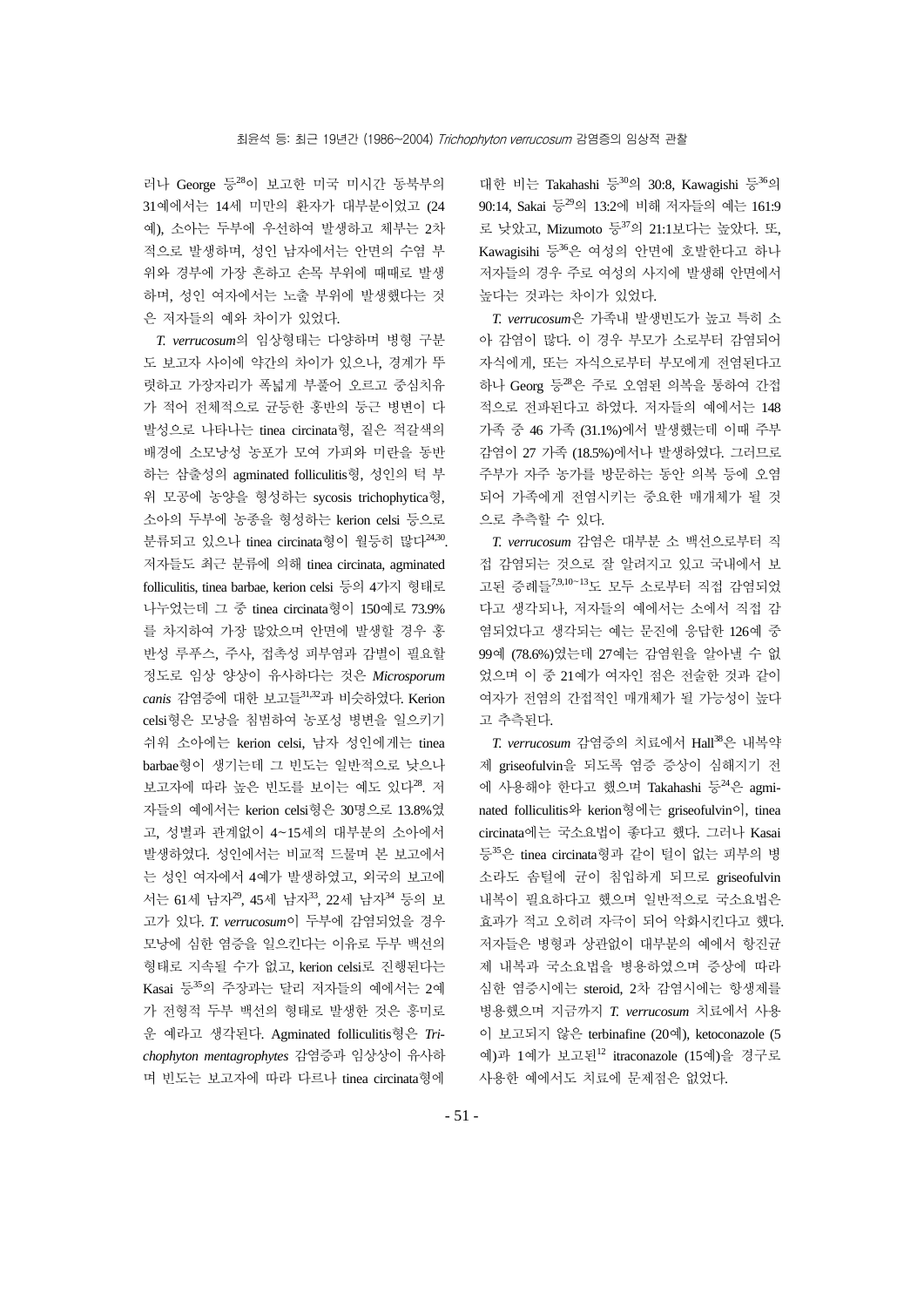러나 George 등[28]이 보고한 미국 미시간 동북부의 31예에서는 14세 미만의 환자가 대부분이었고 (24예), 소아는 두부에 우선하여 발생하고 체부는 2차적으로 발생하며, 성인 남자에서는 안면의 수염 부위와 경부에 가장 흔하고 손목 부위에 때때로 발생하며, 성인 여자에서는 노출 부위에 발생했다는 것은 저자들의 예와 차이가 있었다.

*T. verrucosum*의 임상형태는 다양하며 병형 구분도 보고자 사이에 약간의 차이가 있으나, 경계가 뚜렷하고 가장자리가 폭넓게 부풀어 오르고 중심치유가 적어 전체적으로 균등한 홍반의 둥근 병변이 다발성으로 나타나는 tinea circinata형, 짙은 적갈색의 배경에 소모낭성 농포가 모여 가피와 미란을 동반하는 삼출성의 agminated folliculitis형, 성인의 턱 부위 모공에 농양을 형성하는 sycosis trichophytica형, 소아의 두부에 농종을 형성하는 kerion celsi 등으로 분류되고 있으나 tinea circinata형이 월등히 많다[24,30]. 저자들도 최근 분류에 의해 tinea circinata, agminated folliculitis, tinea barbae, kerion celsi 등의 4가지 형태로 나누었는데 그 중 tinea circinata형이 150예로 73.9%를 차지하여 가장 많았으며 안면에 발생할 경우 홍반성 루푸스, 주사, 접촉성 피부염과 감별이 필요할 정도로 임상 양상이 유사하다는 것은 *Microsporum canis* 감염증에 대한 보고들[31,32]과 비슷하였다. Kerion celsi형은 모낭을 침범하여 농포성 병변을 일으키기 쉬워 소아에는 kerion celsi, 남자 성인에게는 tinea barbae형이 생기는데 그 빈도는 일반적으로 낮으나 보고자에 따라 높은 빈도를 보이는 예도 있다[28]. 저자들의 예에서는 kerion celsi형은 30명으로 13.8%였고, 성별과 관계없이 4~15세의 대부분의 소아에서 발생하였다. 성인에서는 비교적 드물며 본 보고에서는 성인 여자에서 4예가 발생하였고, 외국의 보고에서는 61세 남자[29], 45세 남자[33], 22세 남자[34] 등의 보고가 있다. *T. verrucosum*이 두부에 감염되었을 경우 모낭에 심한 염증을 일으킨다는 이유로 두부 백선의 형태로 지속될 수가 없고, kerion celsi로 진행된다는 Kasai 등[35]의 주장과는 달리 저자들의 예에서는 2예가 전형적 두부 백선의 형태로 발생한 것은 흥미로운 예라고 생각된다. Agminated folliculitis형은 *Trichophyton mentagrophytes* 감염증과 임상상이 유사하며 빈도는 보고자에 따라 다르나 tinea circinata형에 대한 비는 Takahashi 등[30]의 30:8, Kawagishi 등[36]의 90:14, Sakai 등[29]의 13:2에 비해 저자들의 예는 161:9로 낮았고, Mizumoto 등[37]의 21:1보다는 높았다. 또, Kawagisihi 등[36]은 여성의 안면에 호발한다고 하나 저자들의 경우 주로 여성의 사지에 발생해 안면에서 높다는 것과는 차이가 있었다.

*T. verrucosum*은 가족내 발생빈도가 높고 특히 소아 감염이 많다. 이 경우 부모가 소로부터 감염되어 자식에게, 또는 자식으로부터 부모에게 전염된다고 하나 Georg 등[28]은 주로 오염된 의복을 통하여 간접적으로 전파된다고 하였다. 저자들의 예에서는 148 가족 중 46 가족 (31.1%)에서 발생했는데 이때 주부 감염이 27 가족 (18.5%)에서나 발생하였다. 그러므로 주부가 자주 농가를 방문하는 동안 의복 등에 오염되어 가족에게 전염시키는 중요한 매개체가 될 것으로 추측할 수 있다.

*T. verrucosum* 감염은 대부분 소 백선으로부터 직접 감염되는 것으로 잘 알려지고 있고 국내에서 보고된 증례들[7,9,10~13]도 모두 소로부터 직접 감염되었다고 생각되나, 저자들의 예에서는 소에서 직접 감염되었다고 생각되는 예는 문진에 응답한 126예 중 99예 (78.6%)였는데 27예는 감염원을 알아낼 수 없었으며 이 중 21예가 여자인 점은 전술한 것과 같이 여자가 전염의 간접적인 매개체가 될 가능성이 높다고 추측된다.

*T. verrucosum* 감염증의 치료에서 Hall[38]은 내복약제 griseofulvin을 되도록 염증 증상이 심해지기 전에 사용해야 한다고 했으며 Takahashi 등[24]은 agminated folliculitis와 kerion형에는 griseofulvin이, tinea circinata에는 국소요법이 좋다고 했다. 그러나 Kasai 등[35]은 tinea circinata형과 같이 털이 없는 피부의 병소라도 솜털에 균이 침입하게 되므로 griseofulvin 내복이 필요하다고 했으며 일반적으로 국소요법은 효과가 적고 오히려 자극이 되어 악화시킨다고 했다. 저자들은 병형과 상관없이 대부분의 예에서 항진균제 내복과 국소요법을 병용하였으며 증상에 따라 심한 염증시에는 steroid, 2차 감염시에는 항생제를 병용했으며 지금까지 *T. verrucosum* 치료에서 사용이 보고되지 않은 terbinafine (20예), ketoconazole (5예)과 1예가 보고된[12] itraconazole (15예)을 경구로 사용한 예에서도 치료에 문제점은 없었다.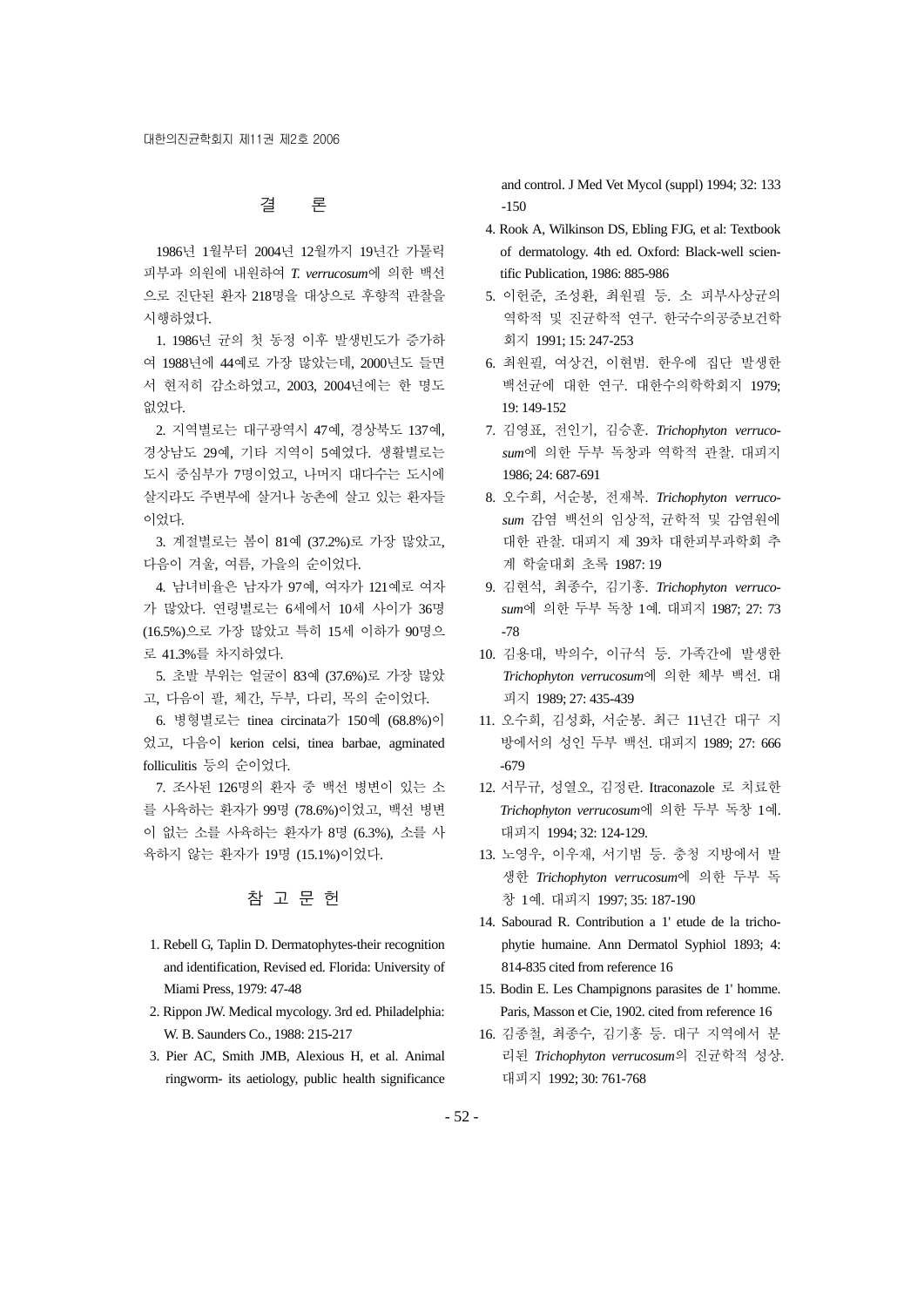## 결 론

1986년 1월부터 2004년 12월까지 19년간 가톨릭 피부과 의원에 내원하여 *T. verrucosum*에 의한 백선으로 진단된 환자 218명을 대상으로 후향적 관찰을 시행하였다.

1. 1986년 균의 첫 동정 이후 발생빈도가 증가하여 1988년에 44예로 가장 많았는데, 2000년도 들면서 현저히 감소하였고, 2003, 2004년에는 한 명도 없었다.

2. 지역별로는 대구광역시 47예, 경상북도 137예, 경상남도 29예, 기타 지역이 5예였다. 생활별로는 도시 중심부가 7명이었고, 나머지 대다수는 도시에 살지라도 주변부에 살거나 농촌에 살고 있는 환자들이었다.

3. 계절별로는 봄이 81예 (37.2%)로 가장 많았고, 다음이 겨울, 여름, 가을의 순이었다.

4. 남녀비율은 남자가 97예, 여자가 121예로 여자가 많았다. 연령별로는 6세에서 10세 사이가 36명 (16.5%)으로 가장 많았고 특히 15세 이하가 90명으로 41.3%를 차지하였다.

5. 초발 부위는 얼굴이 83예 (37.6%)로 가장 많았고, 다음이 팔, 체간, 두부, 다리, 목의 순이었다.

6. 병형별로는 tinea circinata가 150예 (68.8%)이었고, 다음이 kerion celsi, tinea barbae, agminated folliculitis 등의 순이었다.

7. 조사된 126명의 환자 중 백선 병변이 있는 소를 사육하는 환자가 99명 (78.6%)이었고, 백선 병변이 없는 소를 사육하는 환자가 8명 (6.3%), 소를 사육하지 않는 환자가 19명 (15.1%)이었다.

## 참 고 문 헌

1. Rebell G, Taplin D. Dermatophytes-their recognition and identification, Revised ed. Florida: University of Miami Press, 1979: 47-48
2. Rippon JW. Medical mycology. 3rd ed. Philadelphia: W. B. Saunders Co., 1988: 215-217
3. Pier AC, Smith JMB, Alexious H, et al. Animal ringworm- its aetiology, public health significance and control. J Med Vet Mycol (suppl) 1994; 32: 133-150
4. Rook A, Wilkinson DS, Ebling FJG, et al: Textbook of dermatology. 4th ed. Oxford: Black-well scientific Publication, 1986: 885-986
5. 이헌준, 조성환, 최원필 등. 소 피부사상균의 역학적 및 진균학적 연구. 한국수의공중보건학회지 1991; 15: 247-253
6. 최원필, 여상건, 이현범. 한우에 집단 발생한 백선균에 대한 연구. 대한수의학학회지 1979; 19: 149-152
7. 김영표, 전인기, 김승훈. *Trichophyton verrucosum*에 의한 두부 독창과 역학적 관찰. 대피지 1986; 24: 687-691
8. 오수희, 서순봉, 전재복. *Trichophyton verrucosum* 감염 백선의 임상적, 균학적 및 감염원에 대한 관찰. 대피지 제 39차 대한피부과학회 추계 학술대회 초록 1987: 19
9. 김현석, 최종수, 김기홍. *Trichophyton verrucosum*에 의한 두부 독창 1예. 대피지 1987; 27: 73-78
10. 김용대, 박의수, 이규석 등. 가족간에 발생한 *Trichophyton verrucosum*에 의한 체부 백선. 대피지 1989; 27: 435-439
11. 오수희, 김성화, 서순봉. 최근 11년간 대구 지방에서의 성인 두부 백선. 대피지 1989; 27: 666-679
12. 서무규, 성열오, 김정란. Itraconazole 로 치료한 *Trichophyton verrucosum*에 의한 두부 독창 1예. 대피지 1994; 32: 124-129.
13. 노영우, 이우재, 서기범 등. 충청 지방에서 발생한 *Trichophyton verrucosum*에 의한 두부 독창 1예. 대피지 1997; 35: 187-190
14. Sabourad R. Contribution a 1' etude de la trichophytie humaine. Ann Dermatol Syphiol 1893; 4: 814-835 cited from reference 16
15. Bodin E. Les Champignons parasites de 1' homme. Paris, Masson et Cie, 1902. cited from reference 16
16. 김종철, 최종수, 김기홍 등. 대구 지역에서 분리된 *Trichophyton verrucosum*의 진균학적 성상. 대피지 1992; 30: 761-768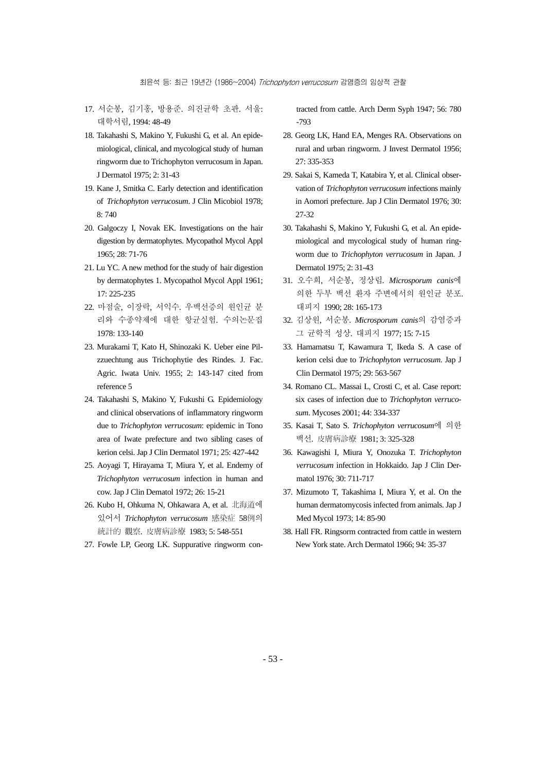17. 서순봉, 김기홍, 방용준. 의진균학 초판. 서울: 대학서림, 1994: 48-49
18. Takahashi S, Makino Y, Fukushi G, et al. An epidemiological, clinical, and mycological study of human ringworm due to Trichophyton verrucosum in Japan. J Dermatol 1975; 2: 31-43
19. Kane J, Smitka C. Early detection and identification of *Trichophyton verrucosum*. J Clin Micobiol 1978; 8: 740
20. Galgoczy I, Novak EK. Investigations on the hair digestion by dermatophytes. Mycopathol Mycol Appl 1965; 28: 71-76
21. Lu YC. A new method for the study of hair digestion by dermatophytes 1. Mycopathol Mycol Appl 1961; 17: 225-235
22. 마점술, 이장락, 서익수. 우백선증의 원인균 분리와 수종약제에 대한 항균실험. 수의논문집 1978: 133-140
23. Murakami T, Kato H, Shinozaki K. Ueber eine Pilzzuechtung aus Trichophytie des Rindes. J. Fac. Agric. Iwata Univ. 1955; 2: 143-147 cited from reference 5
24. Takahashi S, Makino Y, Fukushi G. Epidemiology and clinical observations of inflammatory ringworm due to *Trichophyton verrucosum*: epidemic in Tono area of Iwate prefecture and two sibling cases of kerion celsi. Jap J Clin Dermatol 1971; 25: 427-442
25. Aoyagi T, Hirayama T, Miura Y, et al. Endemy of *Trichophyton verrucosum* infection in human and cow. Jap J Clin Dematol 1972; 26: 15-21
26. Kubo H, Ohkuma N, Ohkawara A, et al. 北海道에 있어서 *Trichophyton verrucosum* 感染症 58例의 統計的 觀察. 皮膚病診療 1983; 5: 548-551
27. Fowle LP, Georg LK. Suppurative ringworm contracted from cattle. Arch Derm Syph 1947; 56: 780-793
28. Georg LK, Hand EA, Menges RA. Observations on rural and urban ringworm. J Invest Dermatol 1956; 27: 335-353
29. Sakai S, Kameda T, Katabira Y, et al. Clinical observation of *Trichophyton verrucosum* infections mainly in Aomori prefecture. Jap J Clin Dermatol 1976; 30: 27-32
30. Takahashi S, Makino Y, Fukushi G, et al. An epidemiological and mycological study of human ringworm due to *Trichophyton verrucosum* in Japan. J Dermatol 1975; 2: 31-43
31. 오수희, 서순봉, 정상립. *Microsporum canis*에 의한 두부 백선 환자 주변에서의 원인균 분포. 대피지 1990; 28: 165-173
32. 김상원, 서순봉. *Microsporum canis*의 감염증과 그 균학적 성상. 대피지 1977; 15: 7-15
33. Hamamatsu T, Kawamura T, Ikeda S. A case of kerion celsi due to *Trichophyton verrucosum*. Jap J Clin Dermatol 1975; 29: 563-567
34. Romano CL. Massai L, Crosti C, et al. Case report: six cases of infection due to *Trichophyton verrucosum*. Mycoses 2001; 44: 334-337
35. Kasai T, Sato S. *Trichophyton verrucosum*에 의한 백선. 皮膚病診療 1981; 3: 325-328
36. Kawagishi I, Miura Y, Onozuka T. *Trichophyton verrucosum* infection in Hokkaido. Jap J Clin Dermatol 1976; 30: 711-717
37. Mizumoto T, Takashima I, Miura Y, et al. On the human dermatomycosis infected from animals. Jap J Med Mycol 1973; 14: 85-90
38. Hall FR. Ringsorm contracted from cattle in western New York state. Arch Dermatol 1966; 94: 35-37